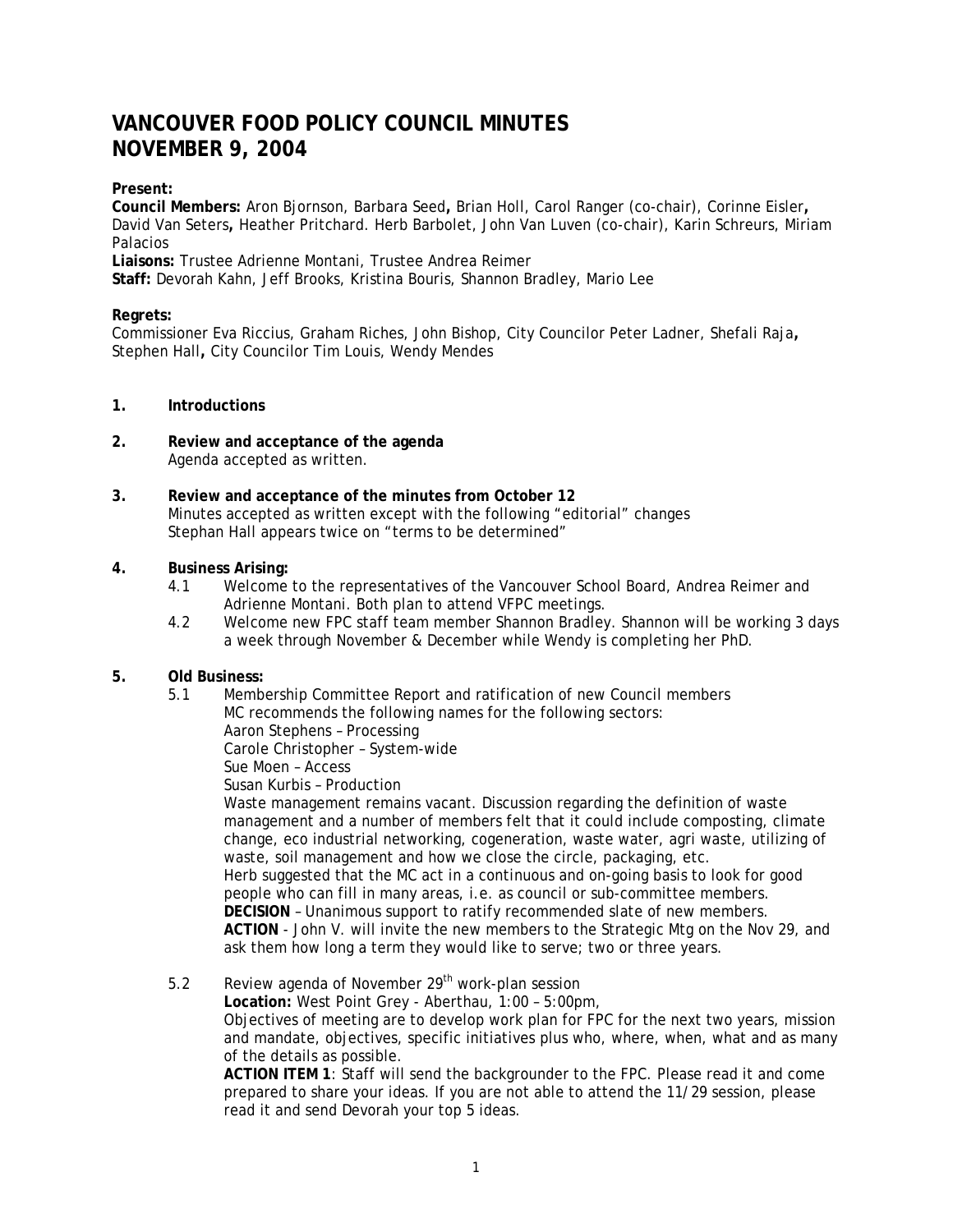# VANCOUVER FOOD POLICY COUNCIL MINUTES
# NOVEMBER 9, 2004

**Present:**
**Council Members:** Aron Bjornson, Barbara Seed**,** Brian Holl, Carol Ranger (co-chair), Corinne Eisler**,** David Van Seters**,** Heather Pritchard. Herb Barbolet, John Van Luven (co-chair), Karin Schreurs, Miriam Palacios
**Liaisons:** Trustee Adrienne Montani, Trustee Andrea Reimer
**Staff:** Devorah Kahn, Jeff Brooks, Kristina Bouris, Shannon Bradley, Mario Lee

**Regrets:**
Commissioner Eva Riccius, Graham Riches, John Bishop, City Councilor Peter Ladner, Shefali Raja**,** Stephen Hall**,** City Councilor Tim Louis, Wendy Mendes

**1. Introductions**

**2. Review and acceptance of the agenda**
Agenda accepted as written.

**3. Review and acceptance of the minutes from October 12**
Minutes accepted as written except with the following "editorial" changes
Stephan Hall appears twice on "terms to be determined"

**4. Business Arising:**

4.1 Welcome to the representatives of the Vancouver School Board, Andrea Reimer and Adrienne Montani. Both plan to attend VFPC meetings.

4.2 Welcome new FPC staff team member Shannon Bradley. Shannon will be working 3 days a week through November & December while Wendy is completing her PhD.

**5. Old Business:**

5.1 Membership Committee Report and ratification of new Council members
MC recommends the following names for the following sectors:
Aaron Stephens – Processing
Carole Christopher – System-wide
Sue Moen – Access
Susan Kurbis – Production
Waste management remains vacant. Discussion regarding the definition of waste management and a number of members felt that it could include composting, climate change, eco industrial networking, cogeneration, waste water, agri waste, utilizing of waste, soil management and how we close the circle, packaging, etc.
Herb suggested that the MC act in a continuous and on-going basis to look for good people who can fill in many areas, i.e. as council or sub-committee members.
**DECISION** – Unanimous support to ratify recommended slate of new members.
**ACTION** - John V. will invite the new members to the Strategic Mtg on the Nov 29, and ask them how long a term they would like to serve; two or three years.

5.2 Review agenda of November 29th work-plan session
**Location:** West Point Grey - Aberthau, 1:00 – 5:00pm,
Objectives of meeting are to develop work plan for FPC for the next two years, mission and mandate, objectives, specific initiatives plus who, where, when, what and as many of the details as possible.
**ACTION ITEM 1**: Staff will send the backgrounder to the FPC. Please read it and come prepared to share your ideas. If you are not able to attend the 11/29 session, please read it and send Devorah your top 5 ideas.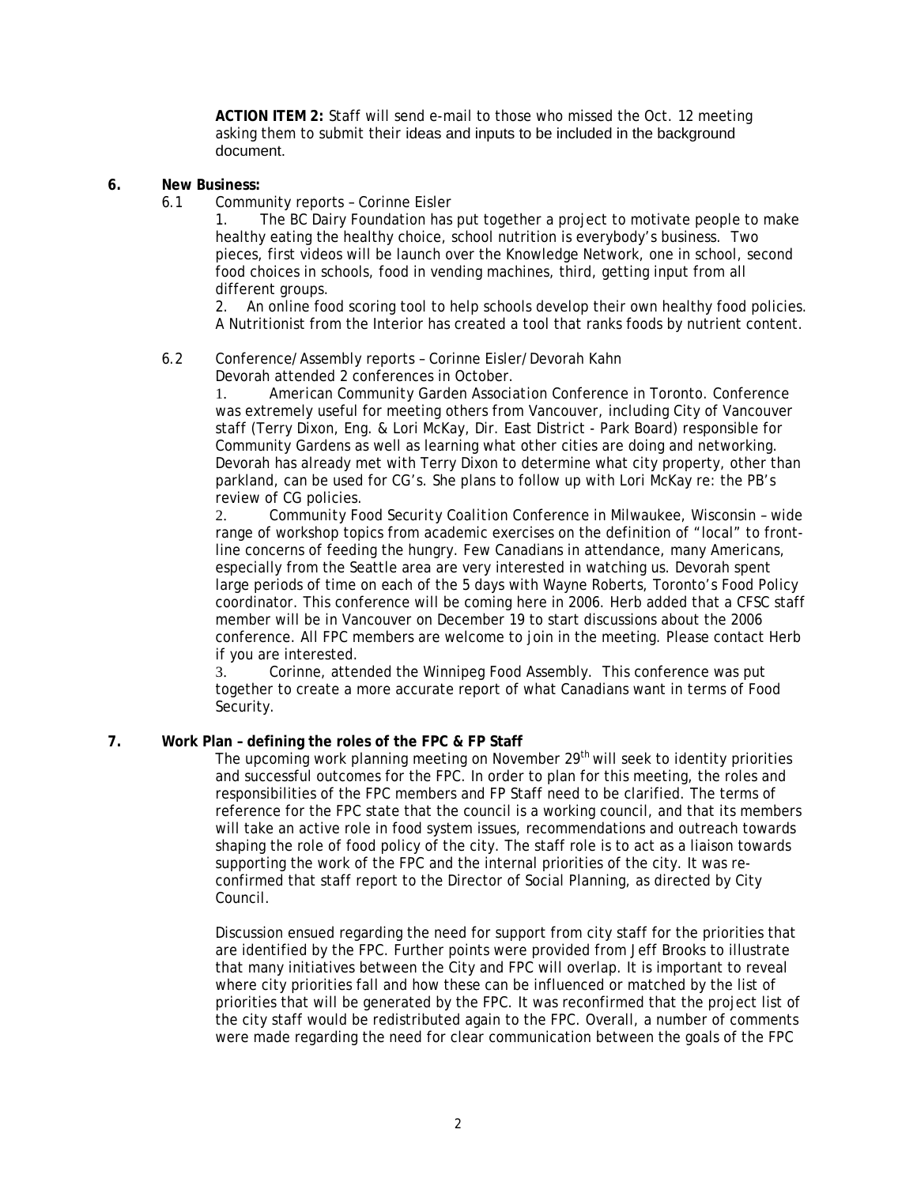**ACTION ITEM 2:** Staff will send e-mail to those who missed the Oct. 12 meeting asking them to submit their ideas and inputs to be included in the background document.

**6. New Business:**

6.1 Community reports – Corinne Eisler

1. The BC Dairy Foundation has put together a project to motivate people to make healthy eating the healthy choice, school nutrition is everybody's business. Two pieces, first videos will be launch over the Knowledge Network, one in school, second food choices in schools, food in vending machines, third, getting input from all different groups.
2. An online food scoring tool to help schools develop their own healthy food policies. A Nutritionist from the Interior has created a tool that ranks foods by nutrient content.

6.2 Conference/Assembly reports – Corinne Eisler/Devorah Kahn

Devorah attended 2 conferences in October.

1. *American Community Garden Association Conference* in Toronto. Conference was extremely useful for meeting others from Vancouver, including City of Vancouver staff (Terry Dixon, Eng. & Lori McKay, Dir. East District - Park Board) responsible for Community Gardens as well as learning what other cities are doing and networking. Devorah has already met with Terry Dixon to determine what city property, other than parkland, can be used for CG's. She plans to follow up with Lori McKay re: the PB's review of CG policies.
2. *Community Food Security Coalition Conference* in Milwaukee, Wisconsin – wide range of workshop topics from academic exercises on the definition of "local" to front-line concerns of feeding the hungry. Few Canadians in attendance, many Americans, especially from the Seattle area are very interested in watching us. Devorah spent large periods of time on each of the 5 days with Wayne Roberts, Toronto's Food Policy coordinator. This conference will be coming here in 2006. Herb added that a CFSC staff member will be in Vancouver on December 19 to start discussions about the 2006 conference. All FPC members are welcome to join in the meeting. Please contact Herb if you are interested.
3. Corinne, attended the *Winnipeg Food Assembly*. This conference was put together to create a more accurate report of what Canadians want in terms of Food Security.

**7. Work Plan – defining the roles of the FPC & FP Staff**

The upcoming work planning meeting on November 29th will seek to identity priorities and successful outcomes for the FPC. In order to plan for this meeting, the roles and responsibilities of the FPC members and FP Staff need to be clarified. The terms of reference for the FPC state that the council is a working council, and that its members will take an active role in food system issues, recommendations and outreach towards shaping the role of food policy of the city. The staff role is to act as a liaison towards supporting the work of the FPC and the internal priorities of the city. It was re-confirmed that staff report to the Director of Social Planning, as directed by City Council.

Discussion ensued regarding the need for support from city staff for the priorities that are identified by the FPC. Further points were provided from Jeff Brooks to illustrate that many initiatives between the City and FPC will overlap. It is important to reveal where city priorities fall and how these can be influenced or matched by the list of priorities that will be generated by the FPC. It was reconfirmed that the project list of the city staff would be redistributed again to the FPC. Overall, a number of comments were made regarding the need for clear communication between the goals of the FPC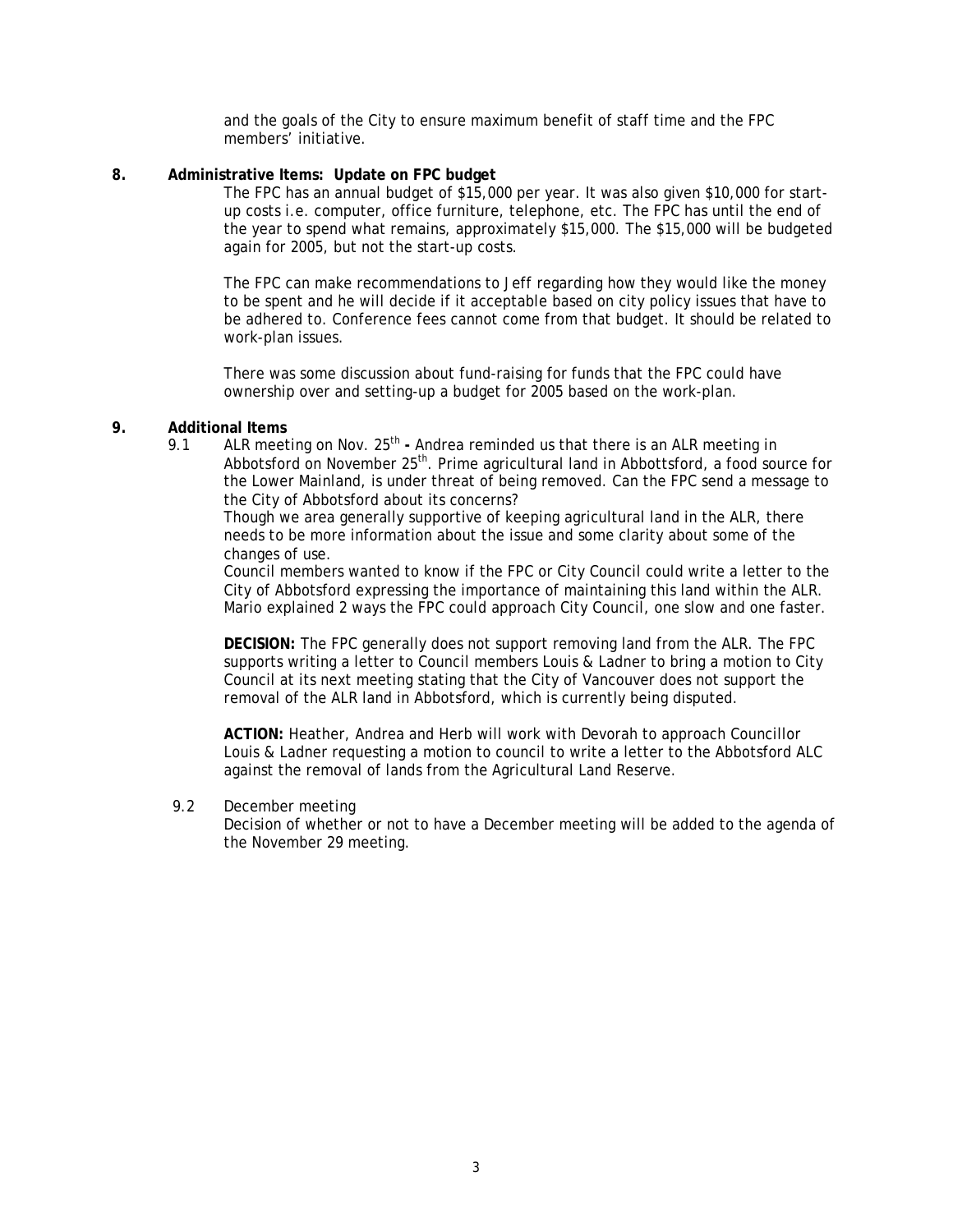and the goals of the City to ensure maximum benefit of staff time and the FPC members' initiative.

**8. Administrative Items: Update on FPC budget**

The FPC has an annual budget of $15,000 per year. It was also given $10,000 for start-up costs i.e. computer, office furniture, telephone, etc. The FPC has until the end of the year to spend what remains, approximately $15,000. The $15,000 will be budgeted again for 2005, but not the start-up costs.

The FPC can make recommendations to Jeff regarding how they would like the money to be spent and he will decide if it acceptable based on city policy issues that have to be adhered to. Conference fees cannot come from that budget. It should be related to work-plan issues.

There was some discussion about fund-raising for funds that the FPC could have ownership over and setting-up a budget for 2005 based on the work-plan.

**9. Additional Items**

9.1 ALR meeting on Nov. 25th **-** Andrea reminded us that there is an ALR meeting in Abbotsford on November 25th. Prime agricultural land in Abbottsford, a food source for the Lower Mainland, is under threat of being removed. Can the FPC send a message to the City of Abbotsford about its concerns?

Though we area generally supportive of keeping agricultural land in the ALR, there needs to be more information about the issue and some clarity about some of the changes of use.

Council members wanted to know if the FPC or City Council could write a letter to the City of Abbotsford expressing the importance of maintaining this land within the ALR. Mario explained 2 ways the FPC could approach City Council, one slow and one faster.

**DECISION:** The FPC generally does not support removing land from the ALR. The FPC supports writing a letter to Council members Louis & Ladner to bring a motion to City Council at its next meeting stating that the City of Vancouver does not support the removal of the ALR land in Abbotsford, which is currently being disputed.

**ACTION:** Heather, Andrea and Herb will work with Devorah to approach Councillor Louis & Ladner requesting a motion to council to write a letter to the Abbotsford ALC against the removal of lands from the Agricultural Land Reserve.

9.2 December meeting

Decision of whether or not to have a December meeting will be added to the agenda of the November 29 meeting.